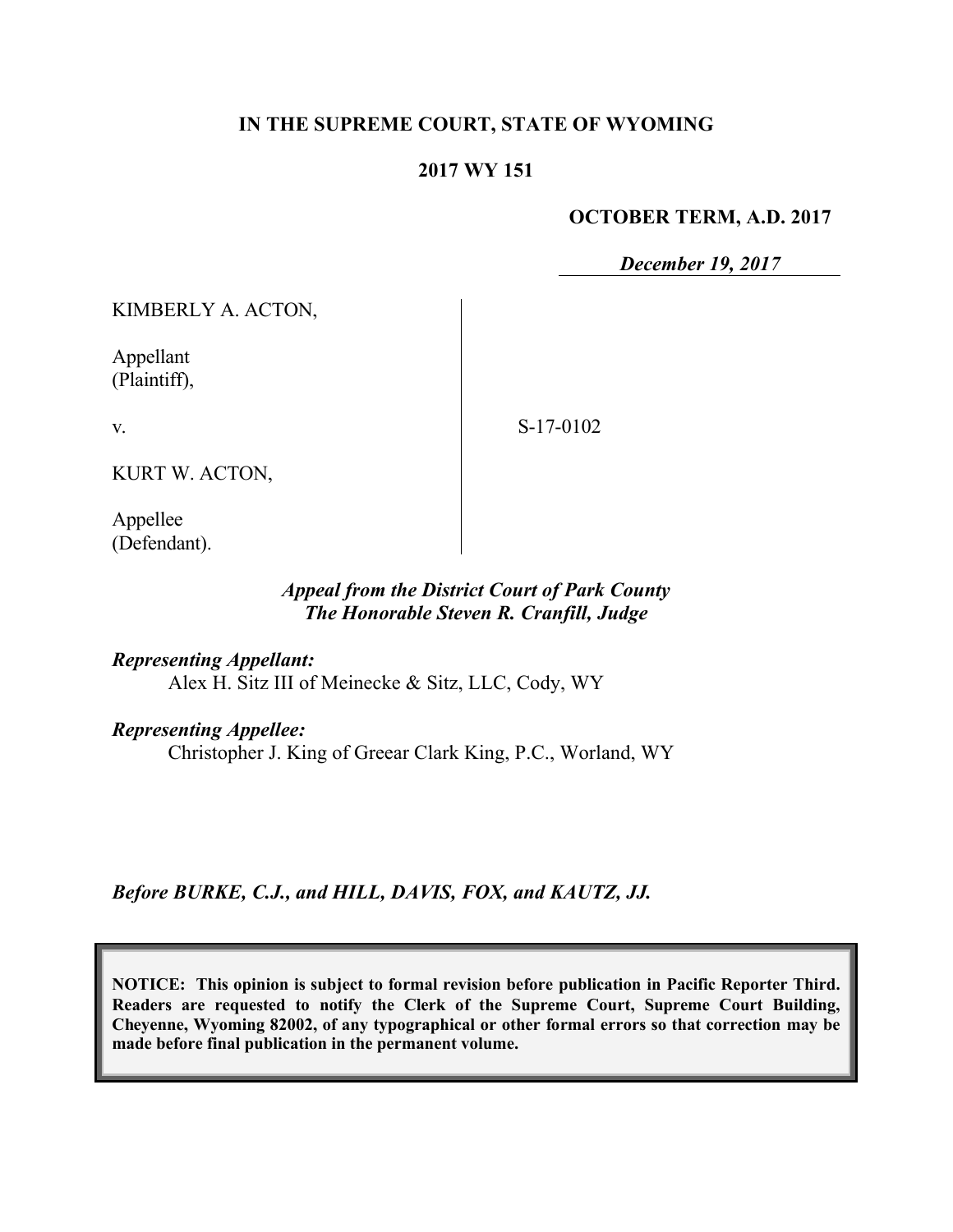**IN THE SUPREME COURT, STATE OF WYOMING**

**2017 WY 151**

**OCTOBER TERM, A.D. 2017**

***December 19, 2017***

KIMBERLY A. ACTON,

Appellant
(Plaintiff),

v.

S-17-0102

KURT W. ACTON,

Appellee
(Defendant).

***Appeal from the District Court of Park County***
***The Honorable Steven R. Cranfill, Judge***

***Representing Appellant:***
Alex H. Sitz III of Meinecke & Sitz, LLC, Cody, WY

***Representing Appellee:***
Christopher J. King of Greear Clark King, P.C., Worland, WY

***Before BURKE, C.J., and HILL, DAVIS, FOX, and KAUTZ, JJ.***

**NOTICE: This opinion is subject to formal revision before publication in Pacific Reporter Third. Readers are requested to notify the Clerk of the Supreme Court, Supreme Court Building, Cheyenne, Wyoming 82002, of any typographical or other formal errors so that correction may be made before final publication in the permanent volume.**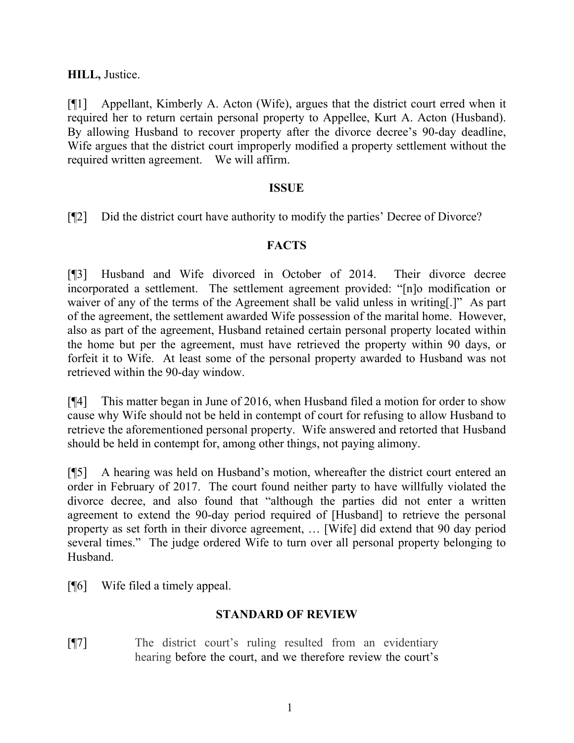**HILL,** Justice.

[¶1] Appellant, Kimberly A. Acton (Wife), argues that the district court erred when it required her to return certain personal property to Appellee, Kurt A. Acton (Husband). By allowing Husband to recover property after the divorce decree's 90-day deadline, Wife argues that the district court improperly modified a property settlement without the required written agreement. We will affirm.

## ISSUE

[¶2] Did the district court have authority to modify the parties' Decree of Divorce?

## FACTS

[¶3] Husband and Wife divorced in October of 2014. Their divorce decree incorporated a settlement. The settlement agreement provided: "[n]o modification or waiver of any of the terms of the Agreement shall be valid unless in writing[.]" As part of the agreement, the settlement awarded Wife possession of the marital home. However, also as part of the agreement, Husband retained certain personal property located within the home but per the agreement, must have retrieved the property within 90 days, or forfeit it to Wife. At least some of the personal property awarded to Husband was not retrieved within the 90-day window.

[¶4] This matter began in June of 2016, when Husband filed a motion for order to show cause why Wife should not be held in contempt of court for refusing to allow Husband to retrieve the aforementioned personal property. Wife answered and retorted that Husband should be held in contempt for, among other things, not paying alimony.

[¶5] A hearing was held on Husband's motion, whereafter the district court entered an order in February of 2017. The court found neither party to have willfully violated the divorce decree, and also found that "although the parties did not enter a written agreement to extend the 90-day period required of [Husband] to retrieve the personal property as set forth in their divorce agreement, … [Wife] did extend that 90 day period several times." The judge ordered Wife to turn over all personal property belonging to Husband.

[¶6] Wife filed a timely appeal.

## STANDARD OF REVIEW

[¶7] The district court's ruling resulted from an evidentiary hearing before the court, and we therefore review the court's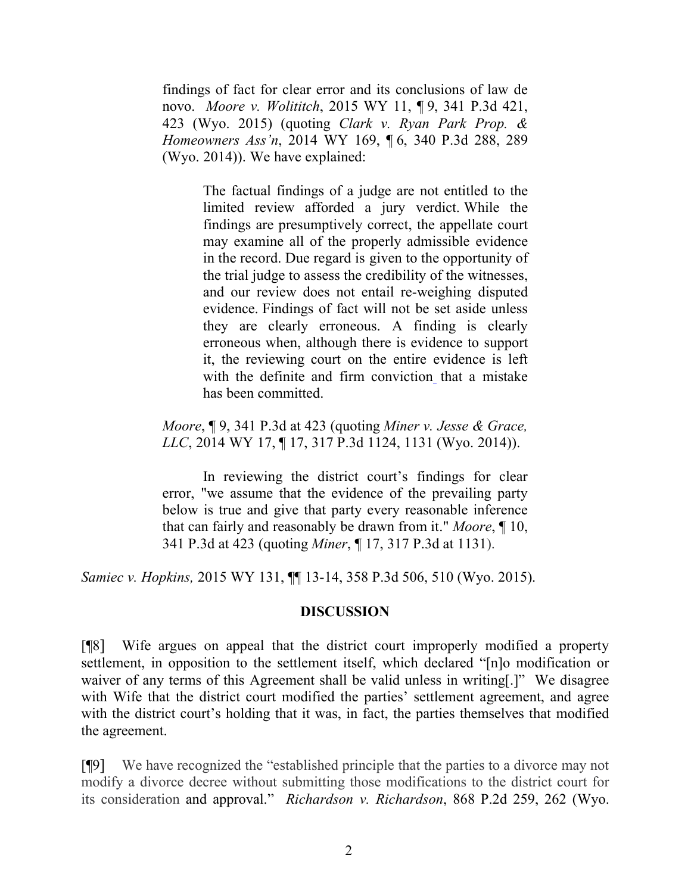findings of fact for clear error and its conclusions of law de novo. *Moore v. Wolititch*, 2015 WY 11, ¶ 9, 341 P.3d 421, 423 (Wyo. 2015) (quoting *Clark v. Ryan Park Prop. & Homeowners Ass'n*, 2014 WY 169, ¶ 6, 340 P.3d 288, 289 (Wyo. 2014)). We have explained:

> The factual findings of a judge are not entitled to the limited review afforded a jury verdict. While the findings are presumptively correct, the appellate court may examine all of the properly admissible evidence in the record. Due regard is given to the opportunity of the trial judge to assess the credibility of the witnesses, and our review does not entail re-weighing disputed evidence. Findings of fact will not be set aside unless they are clearly erroneous. A finding is clearly erroneous when, although there is evidence to support it, the reviewing court on the entire evidence is left with the definite and firm conviction that a mistake has been committed.

*Moore*, ¶ 9, 341 P.3d at 423 (quoting *Miner v. Jesse & Grace, LLC*, 2014 WY 17, ¶ 17, 317 P.3d 1124, 1131 (Wyo. 2014)).

In reviewing the district court's findings for clear error, "we assume that the evidence of the prevailing party below is true and give that party every reasonable inference that can fairly and reasonably be drawn from it." *Moore*, ¶ 10, 341 P.3d at 423 (quoting *Miner*, ¶ 17, 317 P.3d at 1131).

*Samiec v. Hopkins,* 2015 WY 131, ¶¶ 13-14, 358 P.3d 506, 510 (Wyo. 2015).

## DISCUSSION

[¶8] Wife argues on appeal that the district court improperly modified a property settlement, in opposition to the settlement itself, which declared "[n]o modification or waiver of any terms of this Agreement shall be valid unless in writing[.]" We disagree with Wife that the district court modified the parties' settlement agreement, and agree with the district court's holding that it was, in fact, the parties themselves that modified the agreement.

[¶9] We have recognized the "established principle that the parties to a divorce may not modify a divorce decree without submitting those modifications to the district court for its consideration and approval." *Richardson v. Richardson*, 868 P.2d 259, 262 (Wyo.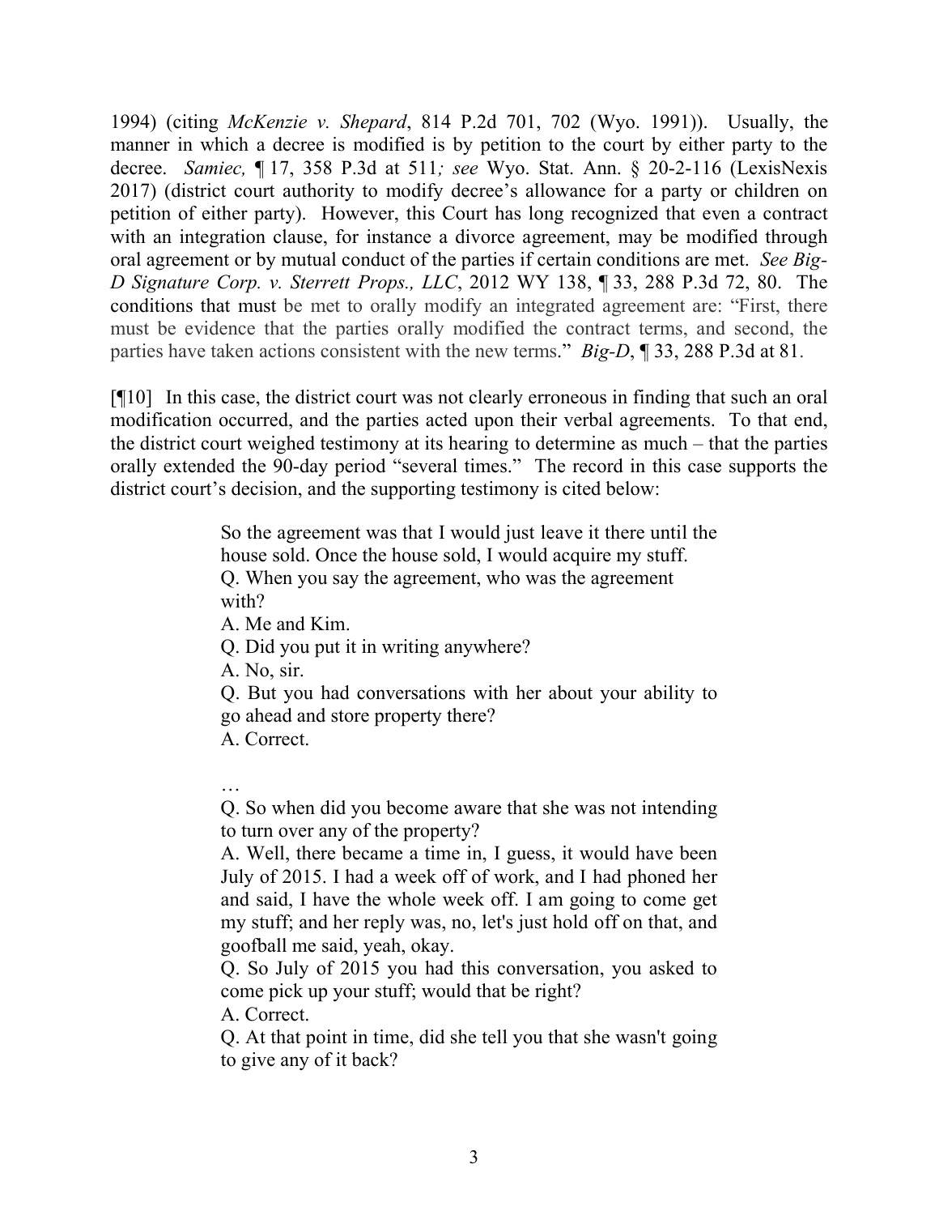1994) (citing *McKenzie v. Shepard*, 814 P.2d 701, 702 (Wyo. 1991)). Usually, the manner in which a decree is modified is by petition to the court by either party to the decree. *Samiec,* ¶ 17, 358 P.3d at 511*; see* Wyo. Stat. Ann. § 20-2-116 (LexisNexis 2017) (district court authority to modify decree's allowance for a party or children on petition of either party). However, this Court has long recognized that even a contract with an integration clause, for instance a divorce agreement, may be modified through oral agreement or by mutual conduct of the parties if certain conditions are met. *See Big-D Signature Corp. v. Sterrett Props., LLC*, 2012 WY 138, ¶ 33, 288 P.3d 72, 80. The conditions that must be met to orally modify an integrated agreement are: "First, there must be evidence that the parties orally modified the contract terms, and second, the parties have taken actions consistent with the new terms." *Big-D*, ¶ 33, 288 P.3d at 81.

[¶10] In this case, the district court was not clearly erroneous in finding that such an oral modification occurred, and the parties acted upon their verbal agreements. To that end, the district court weighed testimony at its hearing to determine as much – that the parties orally extended the 90-day period "several times." The record in this case supports the district court's decision, and the supporting testimony is cited below:

> So the agreement was that I would just leave it there until the house sold. Once the house sold, I would acquire my stuff.
> Q. When you say the agreement, who was the agreement with?
> A. Me and Kim.
> Q. Did you put it in writing anywhere?
> A. No, sir.
> Q. But you had conversations with her about your ability to go ahead and store property there?
> A. Correct.
>
> …
>
> Q. So when did you become aware that she was not intending to turn over any of the property?
> A. Well, there became a time in, I guess, it would have been July of 2015. I had a week off of work, and I had phoned her and said, I have the whole week off. I am going to come get my stuff; and her reply was, no, let's just hold off on that, and goofball me said, yeah, okay.
> Q. So July of 2015 you had this conversation, you asked to come pick up your stuff; would that be right?
> A. Correct.
> Q. At that point in time, did she tell you that she wasn't going to give any of it back?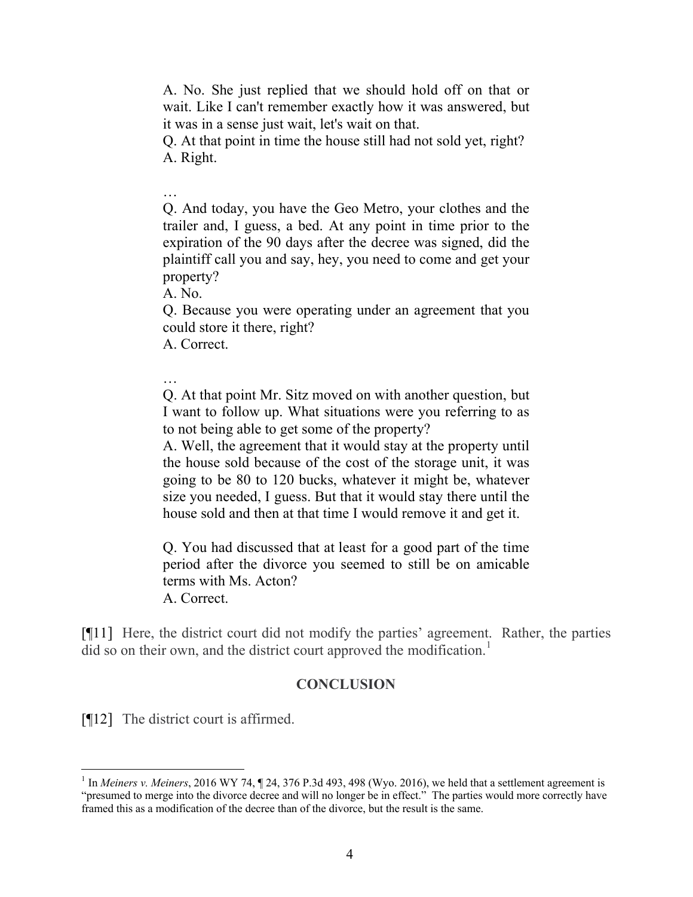A. No. She just replied that we should hold off on that or wait. Like I can't remember exactly how it was answered, but it was in a sense just wait, let's wait on that.

Q. At that point in time the house still had not sold yet, right?

A. Right.

…

Q. And today, you have the Geo Metro, your clothes and the trailer and, I guess, a bed. At any point in time prior to the expiration of the 90 days after the decree was signed, did the plaintiff call you and say, hey, you need to come and get your property?

A. No.

Q. Because you were operating under an agreement that you could store it there, right?

A. Correct.

…

Q. At that point Mr. Sitz moved on with another question, but I want to follow up. What situations were you referring to as to not being able to get some of the property?

A. Well, the agreement that it would stay at the property until the house sold because of the cost of the storage unit, it was going to be 80 to 120 bucks, whatever it might be, whatever size you needed, I guess. But that it would stay there until the house sold and then at that time I would remove it and get it.

Q. You had discussed that at least for a good part of the time period after the divorce you seemed to still be on amicable terms with Ms. Acton?

A. Correct.

[¶11] Here, the district court did not modify the parties' agreement. Rather, the parties did so on their own, and the district court approved the modification.[1]

## CONCLUSION

[¶12] The district court is affirmed.

---

[1] In *Meiners v. Meiners*, 2016 WY 74, ¶ 24, 376 P.3d 493, 498 (Wyo. 2016), we held that a settlement agreement is "presumed to merge into the divorce decree and will no longer be in effect." The parties would more correctly have framed this as a modification of the decree than of the divorce, but the result is the same.